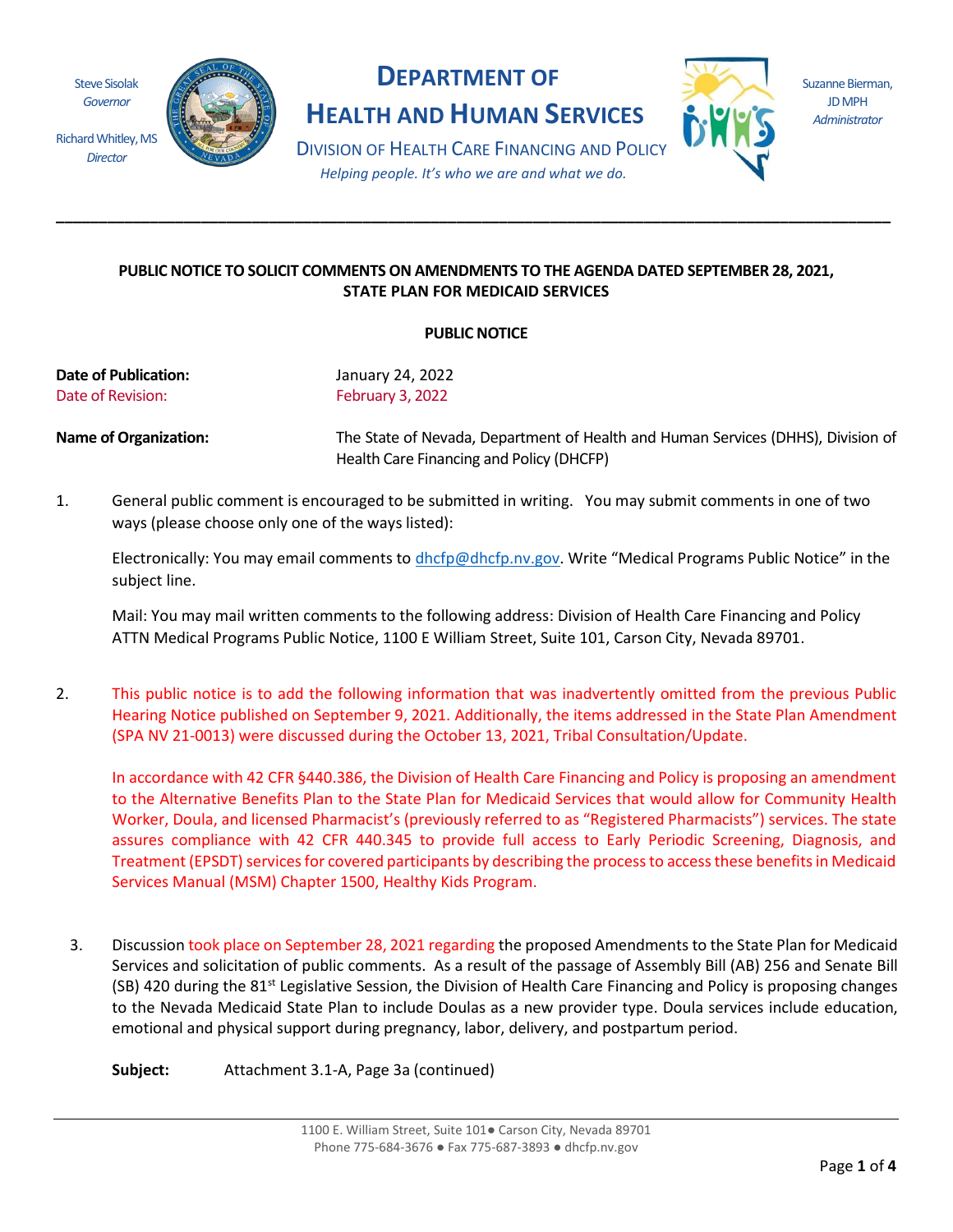Steve Sisolak
*Governor*

Richard Whitley, MS
*Director*

# DEPARTMENT OF HEALTH AND HUMAN SERVICES

DIVISION OF HEALTH CARE FINANCING AND POLICY

*Helping people. It's who we are and what we do.*

Suzanne Bierman, JD MPH
*Administrator*

---

**PUBLIC NOTICE TO SOLICIT COMMENTS ON AMENDMENTS TO THE AGENDA DATED SEPTEMBER 28, 2021, STATE PLAN FOR MEDICAID SERVICES**

**PUBLIC NOTICE**

**Date of Publication:** January 24, 2022
Date of Revision: February 3, 2022

**Name of Organization:** The State of Nevada, Department of Health and Human Services (DHHS), Division of Health Care Financing and Policy (DHCFP)

1. General public comment is encouraged to be submitted in writing. You may submit comments in one of two ways (please choose only one of the ways listed):

   Electronically: You may email comments to dhcfp@dhcfp.nv.gov. Write "Medical Programs Public Notice" in the subject line.

   Mail: You may mail written comments to the following address: Division of Health Care Financing and Policy ATTN Medical Programs Public Notice, 1100 E William Street, Suite 101, Carson City, Nevada 89701.

2. This public notice is to add the following information that was inadvertently omitted from the previous Public Hearing Notice published on September 9, 2021. Additionally, the items addressed in the State Plan Amendment (SPA NV 21-0013) were discussed during the October 13, 2021, Tribal Consultation/Update.

   In accordance with 42 CFR §440.386, the Division of Health Care Financing and Policy is proposing an amendment to the Alternative Benefits Plan to the State Plan for Medicaid Services that would allow for Community Health Worker, Doula, and licensed Pharmacist's (previously referred to as "Registered Pharmacists") services. The state assures compliance with 42 CFR 440.345 to provide full access to Early Periodic Screening, Diagnosis, and Treatment (EPSDT) services for covered participants by describing the process to access these benefits in Medicaid Services Manual (MSM) Chapter 1500, Healthy Kids Program.

3. Discussion took place on September 28, 2021 regarding the proposed Amendments to the State Plan for Medicaid Services and solicitation of public comments. As a result of the passage of Assembly Bill (AB) 256 and Senate Bill (SB) 420 during the 81st Legislative Session, the Division of Health Care Financing and Policy is proposing changes to the Nevada Medicaid State Plan to include Doulas as a new provider type. Doula services include education, emotional and physical support during pregnancy, labor, delivery, and postpartum period.

   **Subject:** Attachment 3.1-A, Page 3a (continued)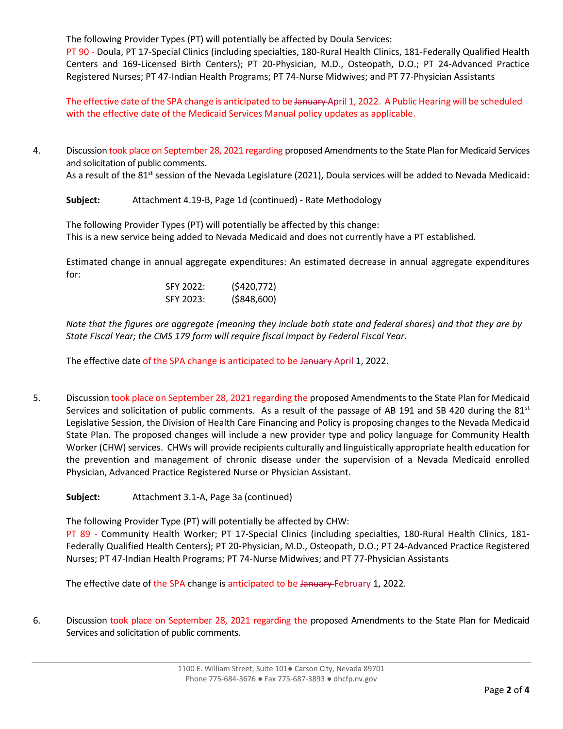The following Provider Types (PT) will potentially be affected by Doula Services:
PT 90 - Doula, PT 17-Special Clinics (including specialties, 180-Rural Health Clinics, 181-Federally Qualified Health Centers and 169-Licensed Birth Centers); PT 20-Physician, M.D., Osteopath, D.O.; PT 24-Advanced Practice Registered Nurses; PT 47-Indian Health Programs; PT 74-Nurse Midwives; and PT 77-Physician Assistants

The effective date of the SPA change is anticipated to be ~~January~~ April 1, 2022. A Public Hearing will be scheduled with the effective date of the Medicaid Services Manual policy updates as applicable.

4. Discussion took place on September 28, 2021 regarding proposed Amendments to the State Plan for Medicaid Services and solicitation of public comments.
As a result of the 81st session of the Nevada Legislature (2021), Doula services will be added to Nevada Medicaid:

**Subject:** Attachment 4.19-B, Page 1d (continued) - Rate Methodology

The following Provider Types (PT) will potentially be affected by this change:
This is a new service being added to Nevada Medicaid and does not currently have a PT established.

Estimated change in annual aggregate expenditures: An estimated decrease in annual aggregate expenditures for:

| | |
|---|---|
| SFY 2022: | ($420,772) |
| SFY 2023: | ($848,600) |

*Note that the figures are aggregate (meaning they include both state and federal shares) and that they are by State Fiscal Year; the CMS 179 form will require fiscal impact by Federal Fiscal Year.*

The effective date of the SPA change is anticipated to be ~~January~~ April 1, 2022.

5. Discussion took place on September 28, 2021 regarding the proposed Amendments to the State Plan for Medicaid Services and solicitation of public comments. As a result of the passage of AB 191 and SB 420 during the 81st Legislative Session, the Division of Health Care Financing and Policy is proposing changes to the Nevada Medicaid State Plan. The proposed changes will include a new provider type and policy language for Community Health Worker (CHW) services. CHWs will provide recipients culturally and linguistically appropriate health education for the prevention and management of chronic disease under the supervision of a Nevada Medicaid enrolled Physician, Advanced Practice Registered Nurse or Physician Assistant.

**Subject:** Attachment 3.1-A, Page 3a (continued)

The following Provider Type (PT) will potentially be affected by CHW:
PT 89 - Community Health Worker; PT 17-Special Clinics (including specialties, 180-Rural Health Clinics, 181-Federally Qualified Health Centers); PT 20-Physician, M.D., Osteopath, D.O.; PT 24-Advanced Practice Registered Nurses; PT 47-Indian Health Programs; PT 74-Nurse Midwives; and PT 77-Physician Assistants

The effective date of the SPA change is anticipated to be ~~January~~ February 1, 2022.

6. Discussion took place on September 28, 2021 regarding the proposed Amendments to the State Plan for Medicaid Services and solicitation of public comments.

1100 E. William Street, Suite 101● Carson City, Nevada 89701
Phone 775-684-3676 ● Fax 775-687-3893 ● dhcfp.nv.gov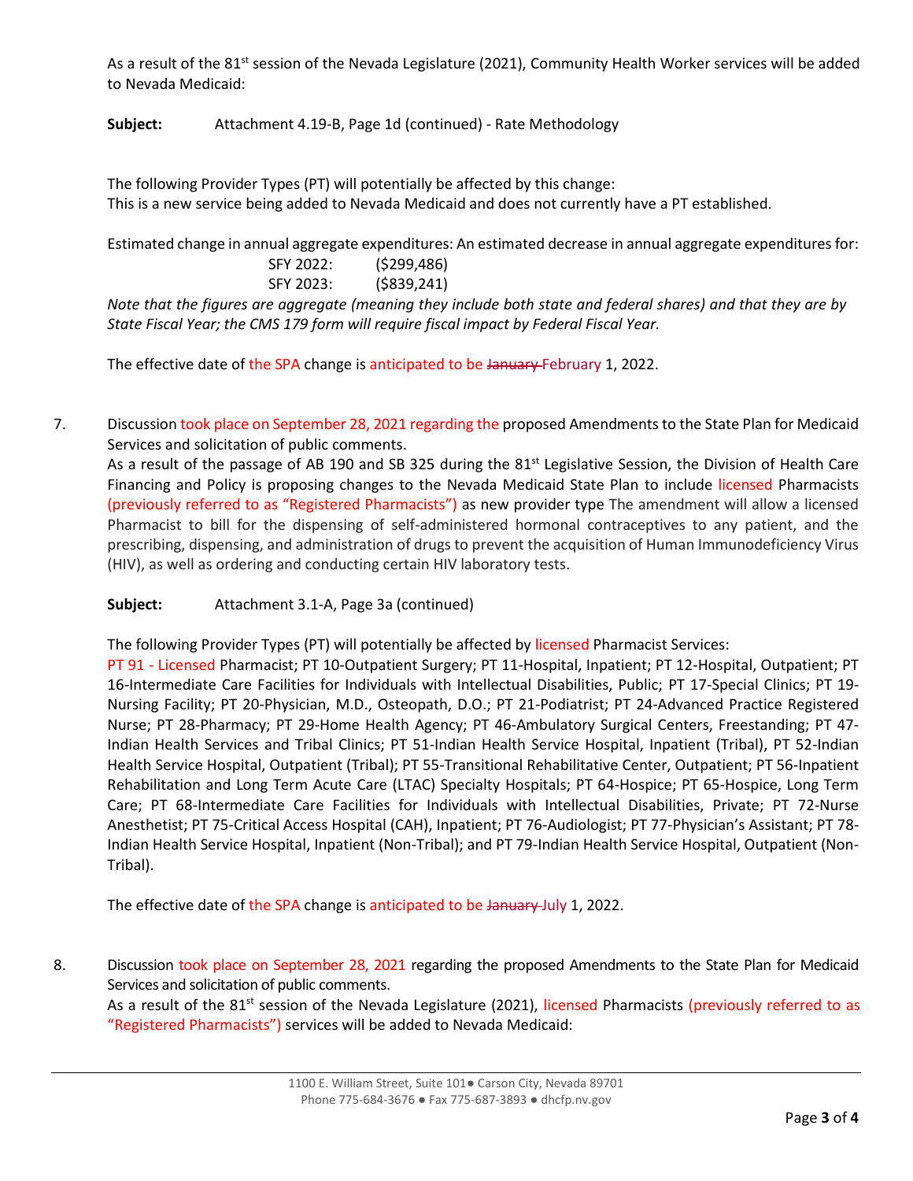As a result of the 81st session of the Nevada Legislature (2021), Community Health Worker services will be added to Nevada Medicaid:

**Subject:** Attachment 4.19-B, Page 1d (continued) - Rate Methodology

The following Provider Types (PT) will potentially be affected by this change:
This is a new service being added to Nevada Medicaid and does not currently have a PT established.

Estimated change in annual aggregate expenditures: An estimated decrease in annual aggregate expenditures for:

SFY 2022: ($299,486)
SFY 2023: ($839,241)

*Note that the figures are aggregate (meaning they include both state and federal shares) and that they are by State Fiscal Year; the CMS 179 form will require fiscal impact by Federal Fiscal Year.*

The effective date of the SPA change is anticipated to be ~~January~~ February 1, 2022.

7. Discussion took place on September 28, 2021 regarding the proposed Amendments to the State Plan for Medicaid Services and solicitation of public comments.
   As a result of the passage of AB 190 and SB 325 during the 81st Legislative Session, the Division of Health Care Financing and Policy is proposing changes to the Nevada Medicaid State Plan to include licensed Pharmacists (previously referred to as "Registered Pharmacists") as new provider type The amendment will allow a licensed Pharmacist to bill for the dispensing of self-administered hormonal contraceptives to any patient, and the prescribing, dispensing, and administration of drugs to prevent the acquisition of Human Immunodeficiency Virus (HIV), as well as ordering and conducting certain HIV laboratory tests.

   **Subject:** Attachment 3.1-A, Page 3a (continued)

   The following Provider Types (PT) will potentially be affected by licensed Pharmacist Services:
   PT 91 - Licensed Pharmacist; PT 10-Outpatient Surgery; PT 11-Hospital, Inpatient; PT 12-Hospital, Outpatient; PT 16-Intermediate Care Facilities for Individuals with Intellectual Disabilities, Public; PT 17-Special Clinics; PT 19-Nursing Facility; PT 20-Physician, M.D., Osteopath, D.O.; PT 21-Podiatrist; PT 24-Advanced Practice Registered Nurse; PT 28-Pharmacy; PT 29-Home Health Agency; PT 46-Ambulatory Surgical Centers, Freestanding; PT 47-Indian Health Services and Tribal Clinics; PT 51-Indian Health Service Hospital, Inpatient (Tribal), PT 52-Indian Health Service Hospital, Outpatient (Tribal); PT 55-Transitional Rehabilitative Center, Outpatient; PT 56-Inpatient Rehabilitation and Long Term Acute Care (LTAC) Specialty Hospitals; PT 64-Hospice; PT 65-Hospice, Long Term Care; PT 68-Intermediate Care Facilities for Individuals with Intellectual Disabilities, Private; PT 72-Nurse Anesthetist; PT 75-Critical Access Hospital (CAH), Inpatient; PT 76-Audiologist; PT 77-Physician's Assistant; PT 78-Indian Health Service Hospital, Inpatient (Non-Tribal); and PT 79-Indian Health Service Hospital, Outpatient (Non-Tribal).

   The effective date of the SPA change is anticipated to be ~~January~~ July 1, 2022.

8. Discussion took place on September 28, 2021 regarding the proposed Amendments to the State Plan for Medicaid Services and solicitation of public comments.
   As a result of the 81st session of the Nevada Legislature (2021), licensed Pharmacists (previously referred to as "Registered Pharmacists") services will be added to Nevada Medicaid: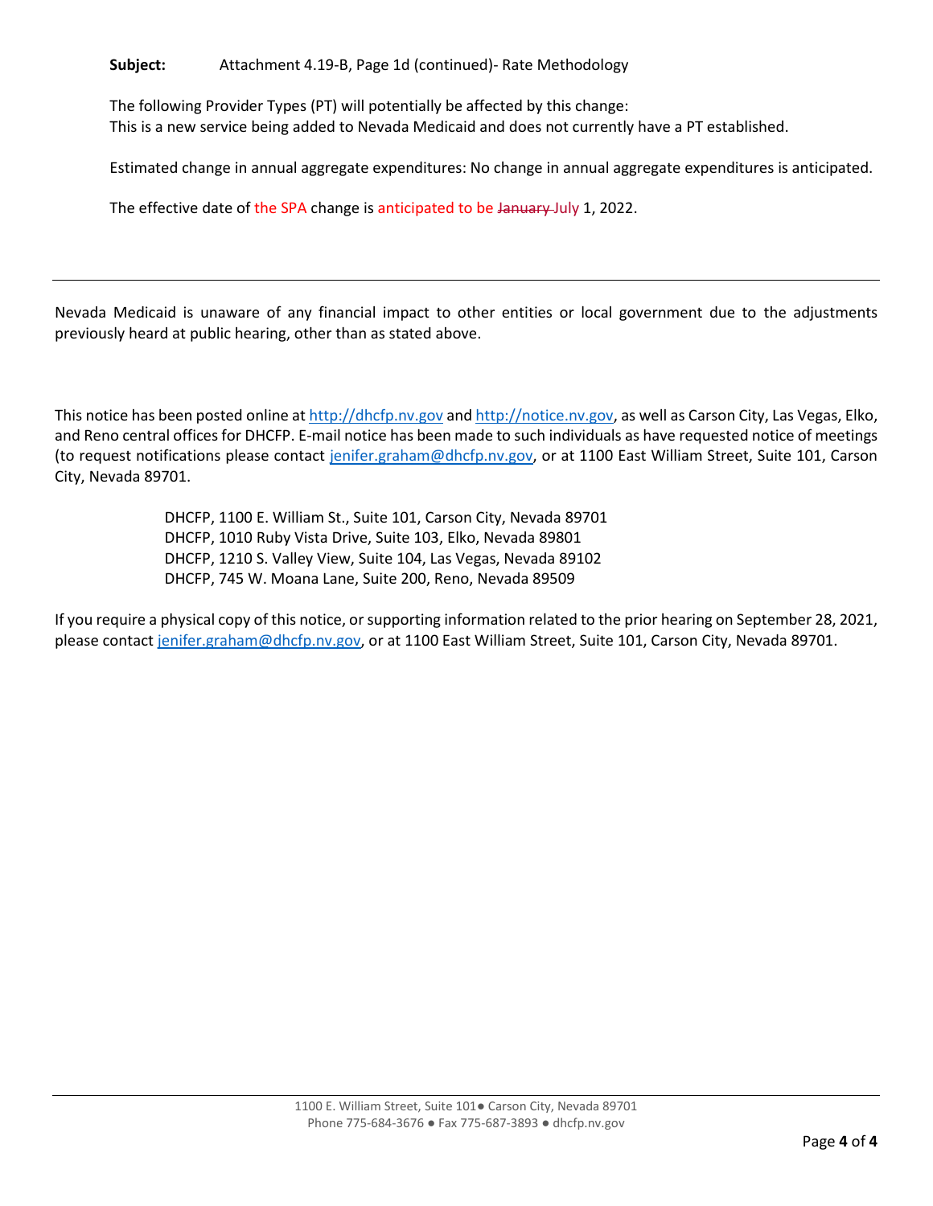**Subject:** Attachment 4.19-B, Page 1d (continued)- Rate Methodology

The following Provider Types (PT) will potentially be affected by this change:
This is a new service being added to Nevada Medicaid and does not currently have a PT established.

Estimated change in annual aggregate expenditures: No change in annual aggregate expenditures is anticipated.

The effective date of the SPA change is anticipated to be ~~January~~ July 1, 2022.

---

Nevada Medicaid is unaware of any financial impact to other entities or local government due to the adjustments previously heard at public hearing, other than as stated above.

This notice has been posted online at http://dhcfp.nv.gov and http://notice.nv.gov, as well as Carson City, Las Vegas, Elko, and Reno central offices for DHCFP. E-mail notice has been made to such individuals as have requested notice of meetings (to request notifications please contact jenifer.graham@dhcfp.nv.gov, or at 1100 East William Street, Suite 101, Carson City, Nevada 89701.

DHCFP, 1100 E. William St., Suite 101, Carson City, Nevada 89701
DHCFP, 1010 Ruby Vista Drive, Suite 103, Elko, Nevada 89801
DHCFP, 1210 S. Valley View, Suite 104, Las Vegas, Nevada 89102
DHCFP, 745 W. Moana Lane, Suite 200, Reno, Nevada 89509

If you require a physical copy of this notice, or supporting information related to the prior hearing on September 28, 2021, please contact jenifer.graham@dhcfp.nv.gov, or at 1100 East William Street, Suite 101, Carson City, Nevada 89701.